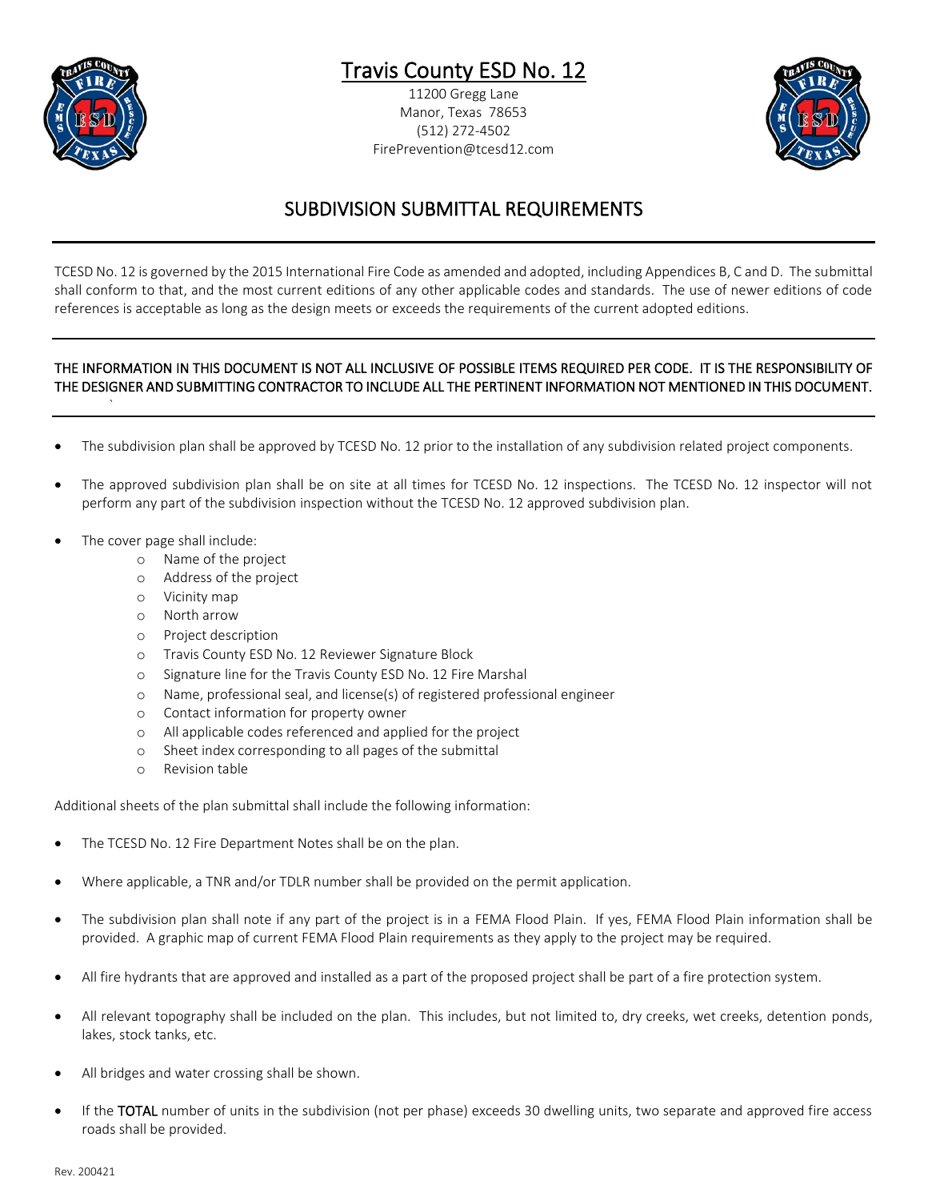# Travis County ESD No. 12

11200 Gregg Lane
Manor, Texas 78653
(512) 272-4502
FirePrevention@tcesd12.com

## SUBDIVISION SUBMITTAL REQUIREMENTS

---

TCESD No. 12 is governed by the 2015 International Fire Code as amended and adopted, including Appendices B, C and D. The submittal shall conform to that, and the most current editions of any other applicable codes and standards. The use of newer editions of code references is acceptable as long as the design meets or exceeds the requirements of the current adopted editions.

---

THE INFORMATION IN THIS DOCUMENT IS NOT ALL INCLUSIVE OF POSSIBLE ITEMS REQUIRED PER CODE. IT IS THE RESPONSIBILITY OF THE DESIGNER AND SUBMITTING CONTRACTOR TO INCLUDE ALL THE PERTINENT INFORMATION NOT MENTIONED IN THIS DOCUMENT.

---

- The subdivision plan shall be approved by TCESD No. 12 prior to the installation of any subdivision related project components.
- The approved subdivision plan shall be on site at all times for TCESD No. 12 inspections. The TCESD No. 12 inspector will not perform any part of the subdivision inspection without the TCESD No. 12 approved subdivision plan.
- The cover page shall include:
  - Name of the project
  - Address of the project
  - Vicinity map
  - North arrow
  - Project description
  - Travis County ESD No. 12 Reviewer Signature Block
  - Signature line for the Travis County ESD No. 12 Fire Marshal
  - Name, professional seal, and license(s) of registered professional engineer
  - Contact information for property owner
  - All applicable codes referenced and applied for the project
  - Sheet index corresponding to all pages of the submittal
  - Revision table

Additional sheets of the plan submittal shall include the following information:

- The TCESD No. 12 Fire Department Notes shall be on the plan.
- Where applicable, a TNR and/or TDLR number shall be provided on the permit application.
- The subdivision plan shall note if any part of the project is in a FEMA Flood Plain. If yes, FEMA Flood Plain information shall be provided. A graphic map of current FEMA Flood Plain requirements as they apply to the project may be required.
- All fire hydrants that are approved and installed as a part of the proposed project shall be part of a fire protection system.
- All relevant topography shall be included on the plan. This includes, but not limited to, dry creeks, wet creeks, detention ponds, lakes, stock tanks, etc.
- All bridges and water crossing shall be shown.
- If the TOTAL number of units in the subdivision (not per phase) exceeds 30 dwelling units, two separate and approved fire access roads shall be provided.

Rev. 200421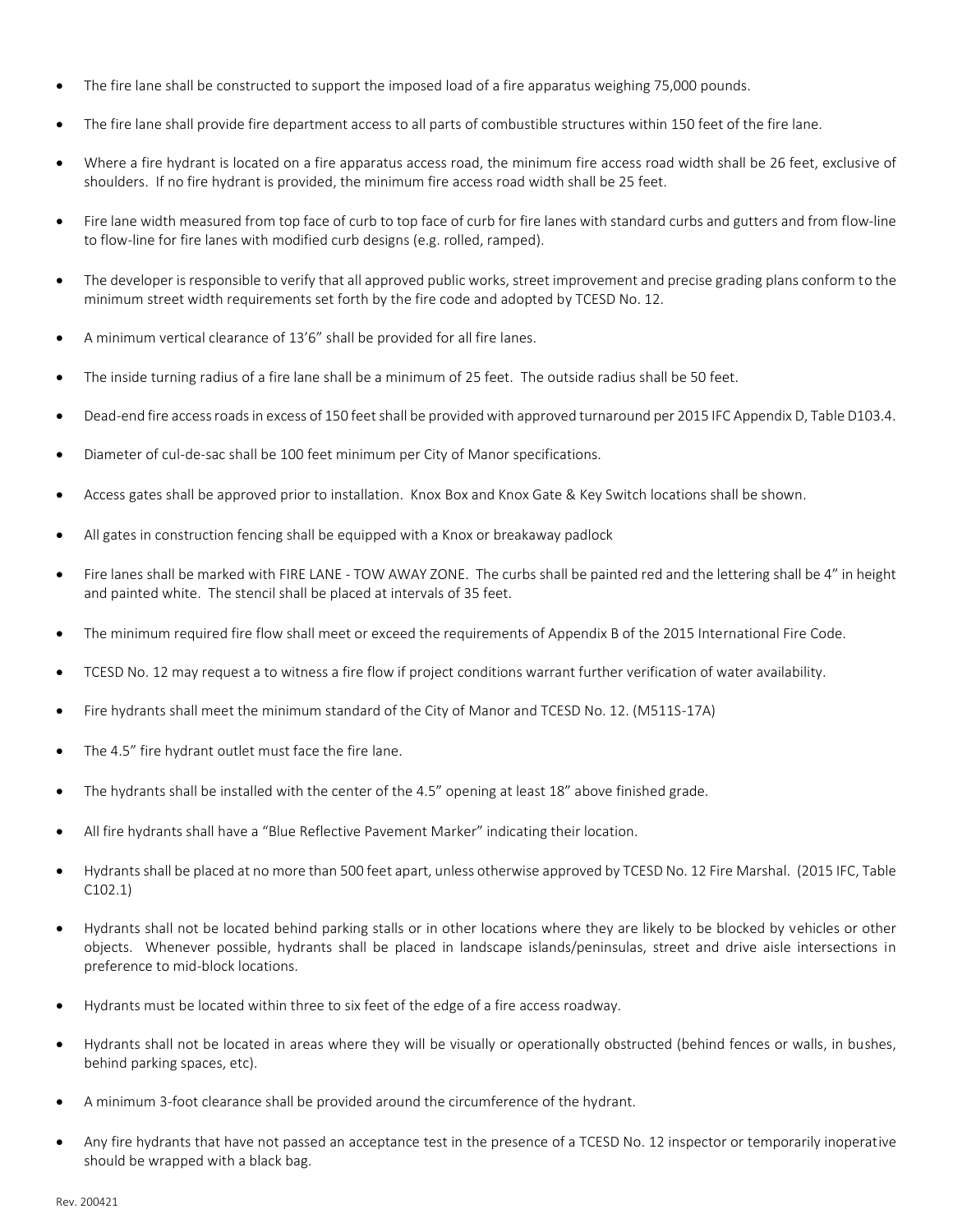- The fire lane shall be constructed to support the imposed load of a fire apparatus weighing 75,000 pounds.
- The fire lane shall provide fire department access to all parts of combustible structures within 150 feet of the fire lane.
- Where a fire hydrant is located on a fire apparatus access road, the minimum fire access road width shall be 26 feet, exclusive of shoulders. If no fire hydrant is provided, the minimum fire access road width shall be 25 feet.
- Fire lane width measured from top face of curb to top face of curb for fire lanes with standard curbs and gutters and from flow-line to flow-line for fire lanes with modified curb designs (e.g. rolled, ramped).
- The developer is responsible to verify that all approved public works, street improvement and precise grading plans conform to the minimum street width requirements set forth by the fire code and adopted by TCESD No. 12.
- A minimum vertical clearance of 13'6" shall be provided for all fire lanes.
- The inside turning radius of a fire lane shall be a minimum of 25 feet. The outside radius shall be 50 feet.
- Dead-end fire access roads in excess of 150 feet shall be provided with approved turnaround per 2015 IFC Appendix D, Table D103.4.
- Diameter of cul-de-sac shall be 100 feet minimum per City of Manor specifications.
- Access gates shall be approved prior to installation. Knox Box and Knox Gate & Key Switch locations shall be shown.
- All gates in construction fencing shall be equipped with a Knox or breakaway padlock
- Fire lanes shall be marked with FIRE LANE - TOW AWAY ZONE. The curbs shall be painted red and the lettering shall be 4" in height and painted white. The stencil shall be placed at intervals of 35 feet.
- The minimum required fire flow shall meet or exceed the requirements of Appendix B of the 2015 International Fire Code.
- TCESD No. 12 may request a to witness a fire flow if project conditions warrant further verification of water availability.
- Fire hydrants shall meet the minimum standard of the City of Manor and TCESD No. 12. (M511S-17A)
- The 4.5" fire hydrant outlet must face the fire lane.
- The hydrants shall be installed with the center of the 4.5" opening at least 18" above finished grade.
- All fire hydrants shall have a "Blue Reflective Pavement Marker" indicating their location.
- Hydrants shall be placed at no more than 500 feet apart, unless otherwise approved by TCESD No. 12 Fire Marshal. (2015 IFC, Table C102.1)
- Hydrants shall not be located behind parking stalls or in other locations where they are likely to be blocked by vehicles or other objects. Whenever possible, hydrants shall be placed in landscape islands/peninsulas, street and drive aisle intersections in preference to mid-block locations.
- Hydrants must be located within three to six feet of the edge of a fire access roadway.
- Hydrants shall not be located in areas where they will be visually or operationally obstructed (behind fences or walls, in bushes, behind parking spaces, etc).
- A minimum 3-foot clearance shall be provided around the circumference of the hydrant.
- Any fire hydrants that have not passed an acceptance test in the presence of a TCESD No. 12 inspector or temporarily inoperative should be wrapped with a black bag.

Rev. 200421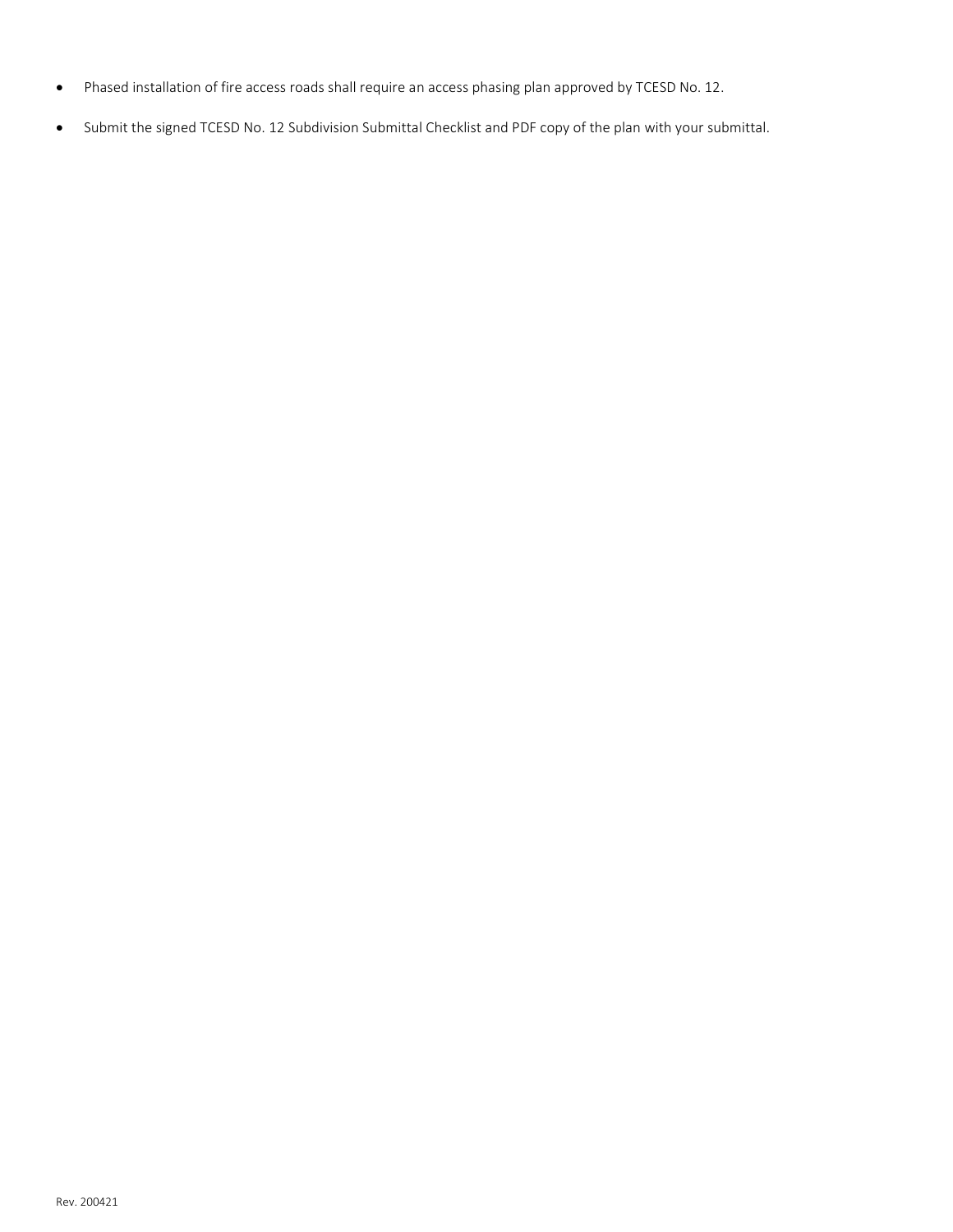- Phased installation of fire access roads shall require an access phasing plan approved by TCESD No. 12.
- Submit the signed TCESD No. 12 Subdivision Submittal Checklist and PDF copy of the plan with your submittal.

Rev. 200421